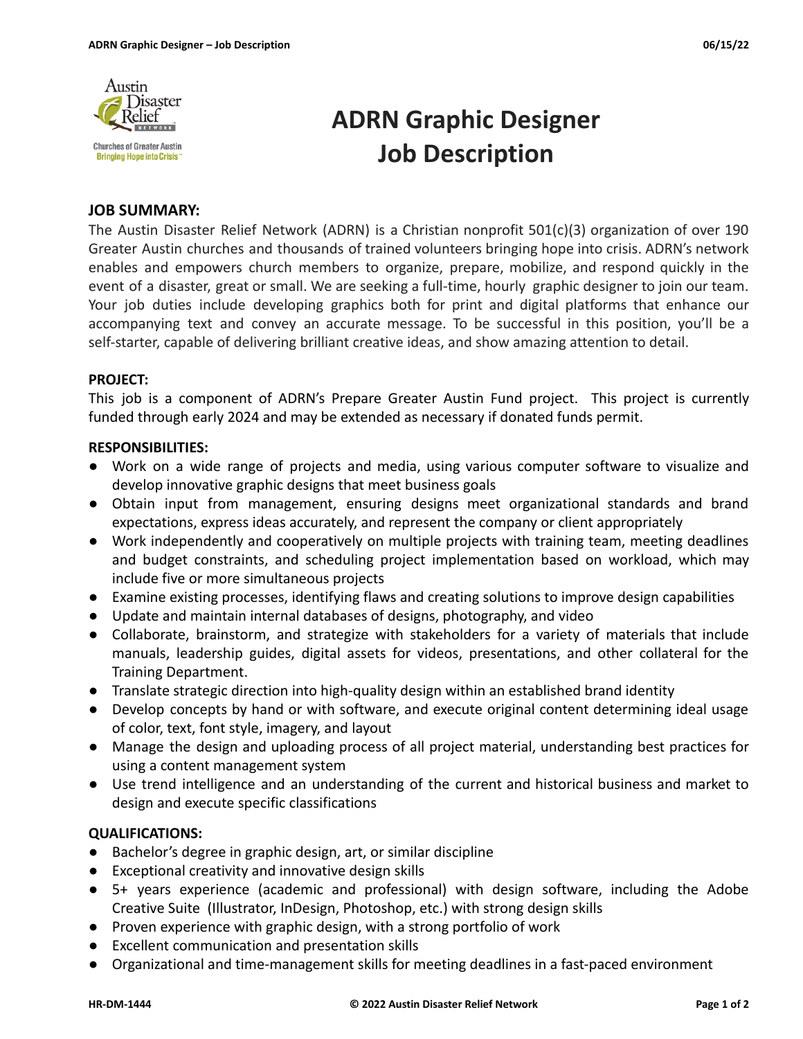# ADRN Graphic Designer Job Description

**JOB SUMMARY:**

The Austin Disaster Relief Network (ADRN) is a Christian nonprofit 501(c)(3) organization of over 190 Greater Austin churches and thousands of trained volunteers bringing hope into crisis. ADRN's network enables and empowers church members to organize, prepare, mobilize, and respond quickly in the event of a disaster, great or small. We are seeking a full-time, hourly graphic designer to join our team. Your job duties include developing graphics both for print and digital platforms that enhance our accompanying text and convey an accurate message. To be successful in this position, you'll be a self-starter, capable of delivering brilliant creative ideas, and show amazing attention to detail.

**PROJECT:**

This job is a component of ADRN's Prepare Greater Austin Fund project. This project is currently funded through early 2024 and may be extended as necessary if donated funds permit.

**RESPONSIBILITIES:**

- Work on a wide range of projects and media, using various computer software to visualize and develop innovative graphic designs that meet business goals
- Obtain input from management, ensuring designs meet organizational standards and brand expectations, express ideas accurately, and represent the company or client appropriately
- Work independently and cooperatively on multiple projects with training team, meeting deadlines and budget constraints, and scheduling project implementation based on workload, which may include five or more simultaneous projects
- Examine existing processes, identifying flaws and creating solutions to improve design capabilities
- Update and maintain internal databases of designs, photography, and video
- Collaborate, brainstorm, and strategize with stakeholders for a variety of materials that include manuals, leadership guides, digital assets for videos, presentations, and other collateral for the Training Department.
- Translate strategic direction into high-quality design within an established brand identity
- Develop concepts by hand or with software, and execute original content determining ideal usage of color, text, font style, imagery, and layout
- Manage the design and uploading process of all project material, understanding best practices for using a content management system
- Use trend intelligence and an understanding of the current and historical business and market to design and execute specific classifications

**QUALIFICATIONS:**

- Bachelor's degree in graphic design, art, or similar discipline
- Exceptional creativity and innovative design skills
- 5+ years experience (academic and professional) with design software, including the Adobe Creative Suite (Illustrator, InDesign, Photoshop, etc.) with strong design skills
- Proven experience with graphic design, with a strong portfolio of work
- Excellent communication and presentation skills
- Organizational and time-management skills for meeting deadlines in a fast-paced environment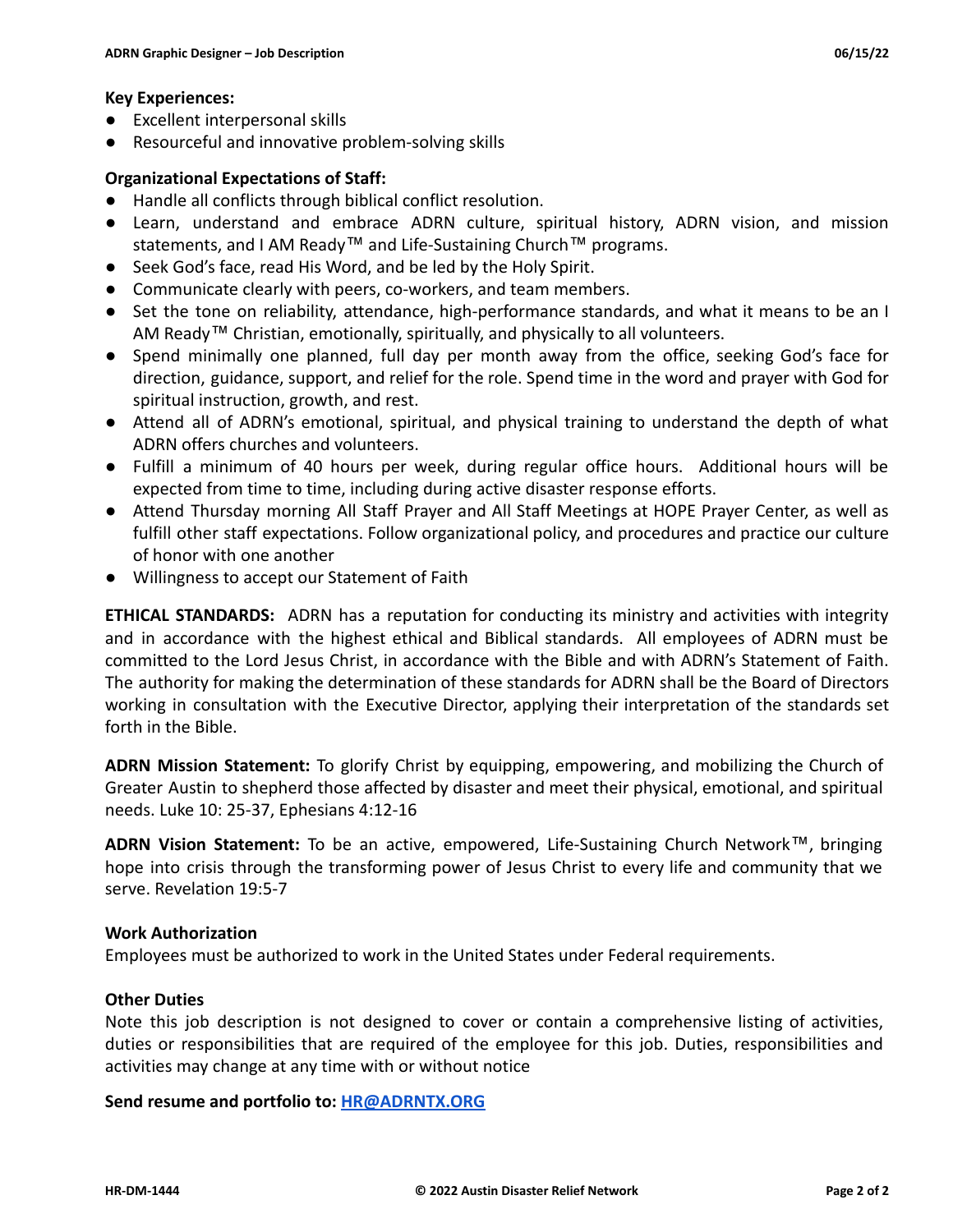**Key Experiences:**

- Excellent interpersonal skills
- Resourceful and innovative problem-solving skills

**Organizational Expectations of Staff:**

- Handle all conflicts through biblical conflict resolution.
- Learn, understand and embrace ADRN culture, spiritual history, ADRN vision, and mission statements, and I AM Ready™ and Life-Sustaining Church™ programs.
- Seek God's face, read His Word, and be led by the Holy Spirit.
- Communicate clearly with peers, co-workers, and team members.
- Set the tone on reliability, attendance, high-performance standards, and what it means to be an I AM Ready™ Christian, emotionally, spiritually, and physically to all volunteers.
- Spend minimally one planned, full day per month away from the office, seeking God's face for direction, guidance, support, and relief for the role. Spend time in the word and prayer with God for spiritual instruction, growth, and rest.
- Attend all of ADRN's emotional, spiritual, and physical training to understand the depth of what ADRN offers churches and volunteers.
- Fulfill a minimum of 40 hours per week, during regular office hours. Additional hours will be expected from time to time, including during active disaster response efforts.
- Attend Thursday morning All Staff Prayer and All Staff Meetings at HOPE Prayer Center, as well as fulfill other staff expectations. Follow organizational policy, and procedures and practice our culture of honor with one another
- Willingness to accept our Statement of Faith

**ETHICAL STANDARDS:** ADRN has a reputation for conducting its ministry and activities with integrity and in accordance with the highest ethical and Biblical standards. All employees of ADRN must be committed to the Lord Jesus Christ, in accordance with the Bible and with ADRN's Statement of Faith. The authority for making the determination of these standards for ADRN shall be the Board of Directors working in consultation with the Executive Director, applying their interpretation of the standards set forth in the Bible.

**ADRN Mission Statement:** To glorify Christ by equipping, empowering, and mobilizing the Church of Greater Austin to shepherd those affected by disaster and meet their physical, emotional, and spiritual needs. Luke 10: 25-37, Ephesians 4:12-16

**ADRN Vision Statement:** To be an active, empowered, Life-Sustaining Church Network™, bringing hope into crisis through the transforming power of Jesus Christ to every life and community that we serve. Revelation 19:5-7

**Work Authorization**

Employees must be authorized to work in the United States under Federal requirements.

**Other Duties**

Note this job description is not designed to cover or contain a comprehensive listing of activities, duties or responsibilities that are required of the employee for this job. Duties, responsibilities and activities may change at any time with or without notice

**Send resume and portfolio to: HR@ADRNTX.ORG**